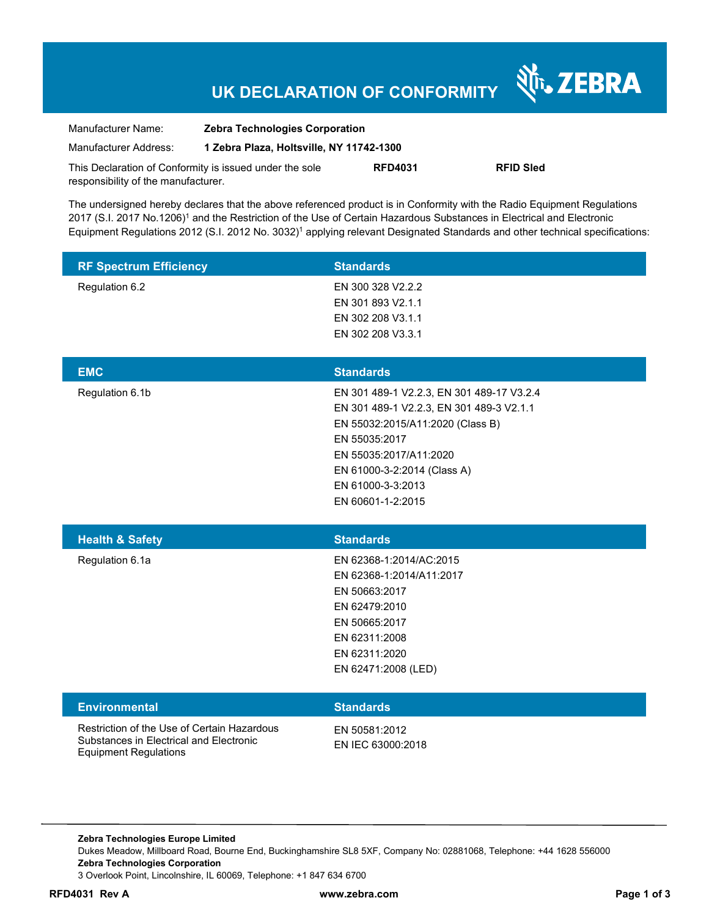# UK DECLARATION OF CONFORMITY

ZEBRA

| | |
|---|---|
| Manufacturer Name: | **Zebra Technologies Corporation** |
| Manufacturer Address: | **1 Zebra Plaza, Holtsville, NY 11742-1300** |

This Declaration of Conformity is issued under the sole responsibility of the manufacturer. **RFD4031** **RFID Sled**

The undersigned hereby declares that the above referenced product is in Conformity with the Radio Equipment Regulations 2017 (S.I. 2017 No.1206)[1] and the Restriction of the Use of Certain Hazardous Substances in Electrical and Electronic Equipment Regulations 2012 (S.I. 2012 No. 3032)[1] applying relevant Designated Standards and other technical specifications:

| RF Spectrum Efficiency | Standards |
|---|---|
| Regulation 6.2 | EN 300 328 V2.2.2<br>EN 301 893 V2.1.1<br>EN 302 208 V3.1.1<br>EN 302 208 V3.3.1 |

| EMC | Standards |
|---|---|
| Regulation 6.1b | EN 301 489-1 V2.2.3, EN 301 489-17 V3.2.4<br>EN 301 489-1 V2.2.3, EN 301 489-3 V2.1.1<br>EN 55032:2015/A11:2020 (Class B)<br>EN 55035:2017<br>EN 55035:2017/A11:2020<br>EN 61000-3-2:2014 (Class A)<br>EN 61000-3-3:2013<br>EN 60601-1-2:2015 |

| Health & Safety | Standards |
|---|---|
| Regulation 6.1a | EN 62368-1:2014/AC:2015<br>EN 62368-1:2014/A11:2017<br>EN 50663:2017<br>EN 62479:2010<br>EN 50665:2017<br>EN 62311:2008<br>EN 62311:2020<br>EN 62471:2008 (LED) |

| Environmental | Standards |
|---|---|
| Restriction of the Use of Certain Hazardous Substances in Electrical and Electronic Equipment Regulations | EN 50581:2012<br>EN IEC 63000:2018 |

**Zebra Technologies Europe Limited**
Dukes Meadow, Millboard Road, Bourne End, Buckinghamshire SL8 5XF, Company No: 02881068, Telephone: +44 1628 556000
**Zebra Technologies Corporation**
3 Overlook Point, Lincolnshire, IL 60069, Telephone: +1 847 634 6700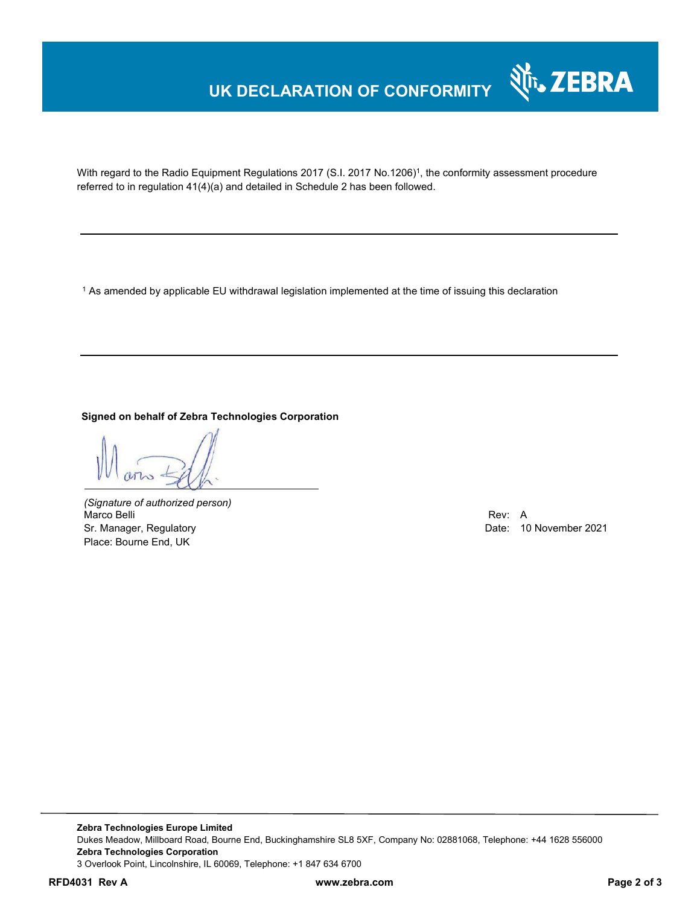# UK DECLARATION OF CONFORMITY

With regard to the Radio Equipment Regulations 2017 (S.I. 2017 No.1206)[1], the conformity assessment procedure referred to in regulation 41(4)(a) and detailed in Schedule 2 has been followed.

---

[1] As amended by applicable EU withdrawal legislation implemented at the time of issuing this declaration

---

**Signed on behalf of Zebra Technologies Corporation**

*(Signature of authorized person)*
Marco Belli
Sr. Manager, Regulatory
Place: Bourne End, UK

Rev: A
Date: 10 November 2021

**Zebra Technologies Europe Limited**
Dukes Meadow, Millboard Road, Bourne End, Buckinghamshire SL8 5XF, Company No: 02881068, Telephone: +44 1628 556000
**Zebra Technologies Corporation**
3 Overlook Point, Lincolnshire, IL 60069, Telephone: +1 847 634 6700

**RFD4031 Rev A** **www.zebra.com**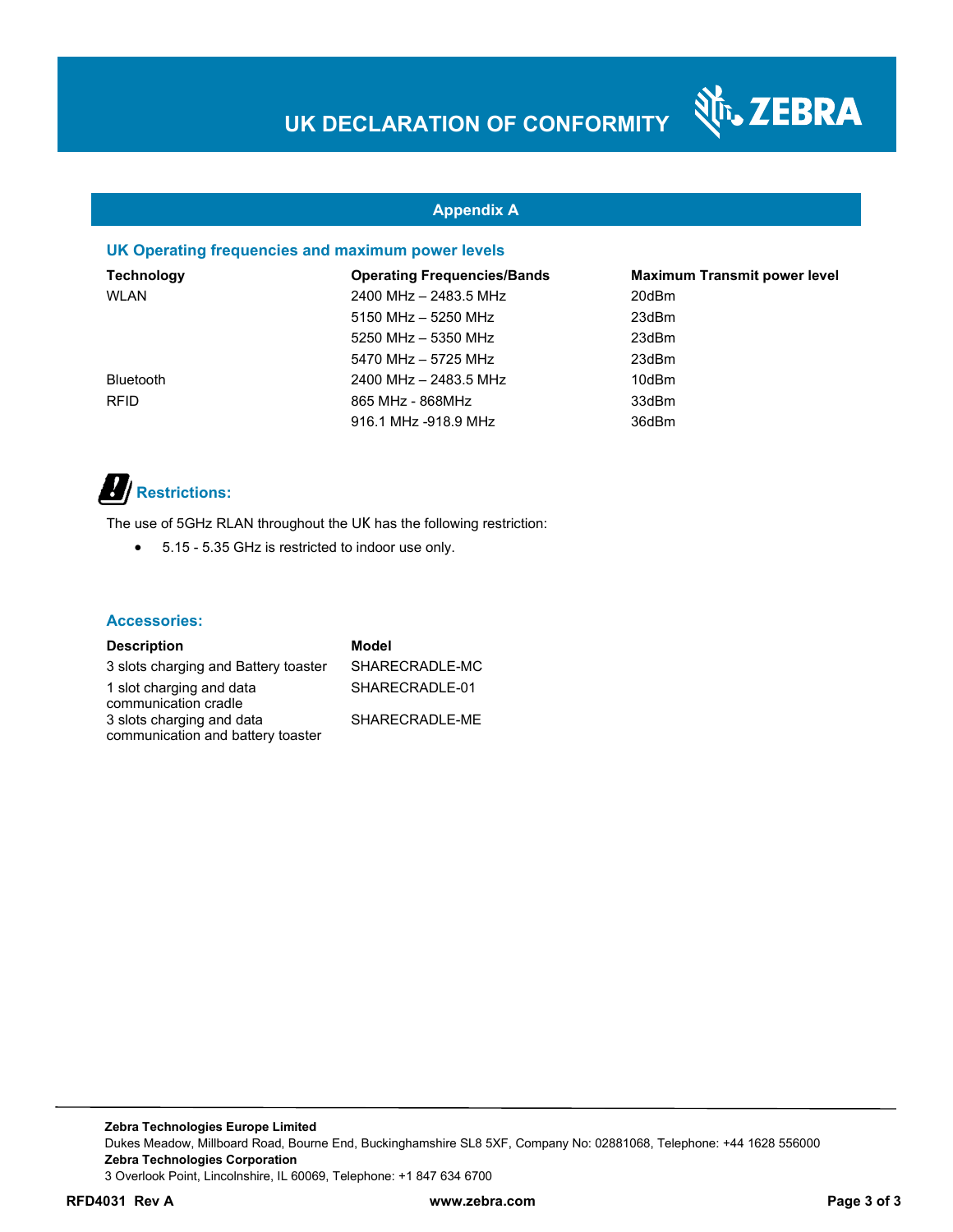# UK DECLARATION OF CONFORMITY

## Appendix A

### UK Operating frequencies and maximum power levels

| Technology | Operating Frequencies/Bands | Maximum Transmit power level |
|---|---|---|
| WLAN | 2400 MHz – 2483.5 MHz | 20dBm |
| | 5150 MHz – 5250 MHz | 23dBm |
| | 5250 MHz – 5350 MHz | 23dBm |
| | 5470 MHz – 5725 MHz | 23dBm |
| Bluetooth | 2400 MHz – 2483.5 MHz | 10dBm |
| RFID | 865 MHz - 868MHz | 33dBm |
| | 916.1 MHz -918.9 MHz | 36dBm |

### Restrictions:

The use of 5GHz RLAN throughout the UK has the following restriction:

- 5.15 - 5.35 GHz is restricted to indoor use only.

### Accessories:

| Description | Model |
|---|---|
| 3 slots charging and Battery toaster | SHARECRADLE-MC |
| 1 slot charging and data communication cradle | SHARECRADLE-01 |
| 3 slots charging and data communication and battery toaster | SHARECRADLE-ME |

**Zebra Technologies Europe Limited**
Dukes Meadow, Millboard Road, Bourne End, Buckinghamshire SL8 5XF, Company No: 02881068, Telephone: +44 1628 556000
**Zebra Technologies Corporation**
3 Overlook Point, Lincolnshire, IL 60069, Telephone: +1 847 634 6700

**RFD4031 Rev A** www.zebra.com